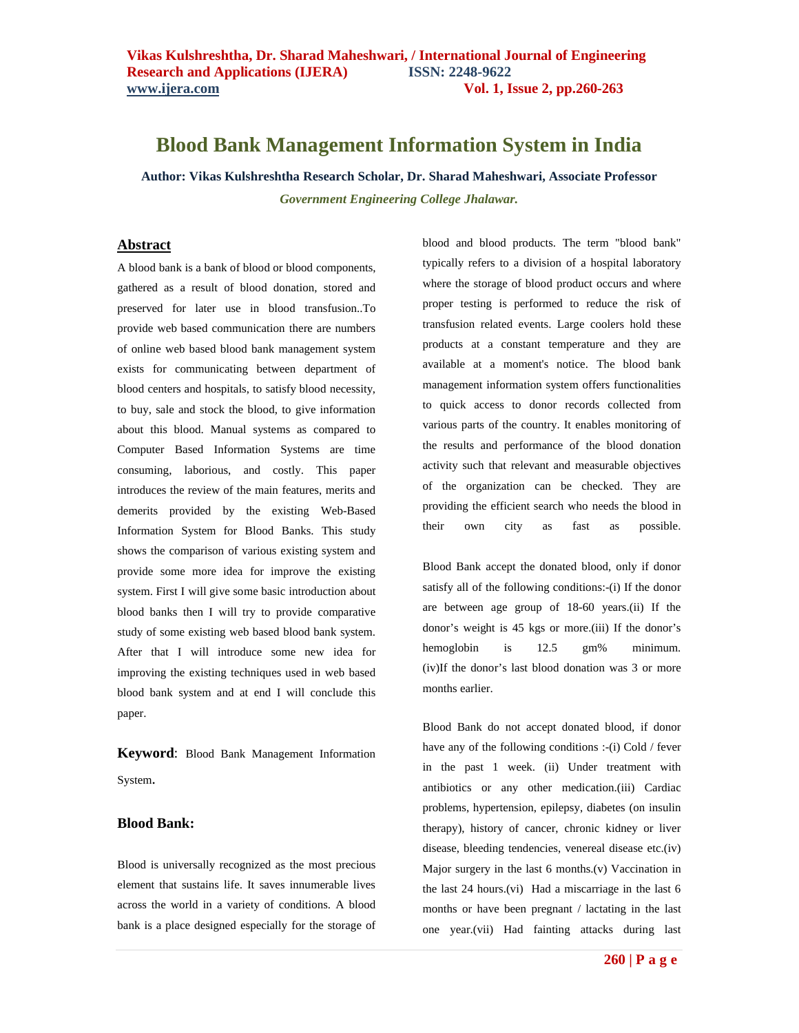# Blood Bank Management Information System in India

**Author: Vikas Kulshreshtha Research Scholar, Dr. Sharad Maheshwari, Associate Professor**

*Government Engineering College Jhalawar.*

## Abstract

A blood bank is a bank of blood or blood components, gathered as a result of blood donation, stored and preserved for later use in blood transfusion..To provide web based communication there are numbers of online web based blood bank management system exists for communicating between department of blood centers and hospitals, to satisfy blood necessity, to buy, sale and stock the blood, to give information about this blood. Manual systems as compared to Computer Based Information Systems are time consuming, laborious, and costly. This paper introduces the review of the main features, merits and demerits provided by the existing Web-Based Information System for Blood Banks. This study shows the comparison of various existing system and provide some more idea for improve the existing system. First I will give some basic introduction about blood banks then I will try to provide comparative study of some existing web based blood bank system. After that I will introduce some new idea for improving the existing techniques used in web based blood bank system and at end I will conclude this paper.

**Keyword**: Blood Bank Management Information System**.**

## Blood Bank:

Blood is universally recognized as the most precious element that sustains life. It saves innumerable lives across the world in a variety of conditions. A blood bank is a place designed especially for the storage of blood and blood products. The term "blood bank" typically refers to a division of a hospital laboratory where the storage of blood product occurs and where proper testing is performed to reduce the risk of transfusion related events. Large coolers hold these products at a constant temperature and they are available at a moment's notice. The blood bank management information system offers functionalities to quick access to donor records collected from various parts of the country. It enables monitoring of the results and performance of the blood donation activity such that relevant and measurable objectives of the organization can be checked. They are providing the efficient search who needs the blood in their own city as fast as possible.

Blood Bank accept the donated blood, only if donor satisfy all of the following conditions:-(i) If the donor are between age group of 18-60 years.(ii) If the donor's weight is 45 kgs or more.(iii) If the donor's hemoglobin is 12.5 gm% minimum. (iv)If the donor's last blood donation was 3 or more months earlier.

Blood Bank do not accept donated blood, if donor have any of the following conditions :-(i) Cold / fever in the past 1 week. (ii) Under treatment with antibiotics or any other medication.(iii) Cardiac problems, hypertension, epilepsy, diabetes (on insulin therapy), history of cancer, chronic kidney or liver disease, bleeding tendencies, venereal disease etc.(iv) Major surgery in the last 6 months.(v) Vaccination in the last 24 hours.(vi) Had a miscarriage in the last 6 months or have been pregnant / lactating in the last one year.(vii) Had fainting attacks during last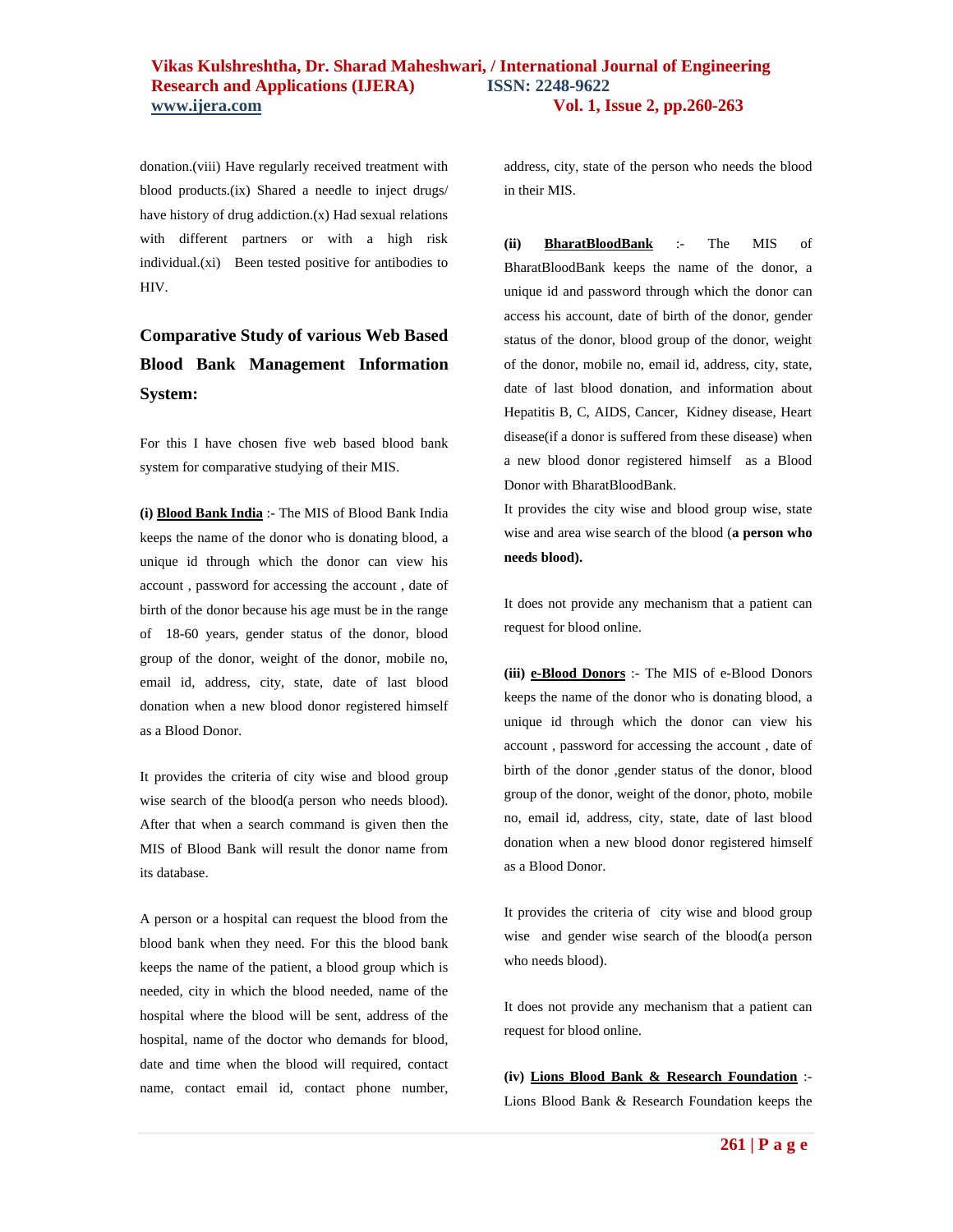donation.(viii) Have regularly received treatment with blood products.(ix) Shared a needle to inject drugs/ have history of drug addiction.(x) Had sexual relations with different partners or with a high risk individual.(xi) Been tested positive for antibodies to HIV.

## Comparative Study of various Web Based Blood Bank Management Information System:

For this I have chosen five web based blood bank system for comparative studying of their MIS.

**(i) Blood Bank India** :- The MIS of Blood Bank India keeps the name of the donor who is donating blood, a unique id through which the donor can view his account , password for accessing the account , date of birth of the donor because his age must be in the range of 18-60 years, gender status of the donor, blood group of the donor, weight of the donor, mobile no, email id, address, city, state, date of last blood donation when a new blood donor registered himself as a Blood Donor.

It provides the criteria of city wise and blood group wise search of the blood(a person who needs blood). After that when a search command is given then the MIS of Blood Bank will result the donor name from its database.

A person or a hospital can request the blood from the blood bank when they need. For this the blood bank keeps the name of the patient, a blood group which is needed, city in which the blood needed, name of the hospital where the blood will be sent, address of the hospital, name of the doctor who demands for blood, date and time when the blood will required, contact name, contact email id, contact phone number, address, city, state of the person who needs the blood in their MIS.

**(ii) BharatBloodBank** :- The MIS of BharatBloodBank keeps the name of the donor, a unique id and password through which the donor can access his account, date of birth of the donor, gender status of the donor, blood group of the donor, weight of the donor, mobile no, email id, address, city, state, date of last blood donation, and information about Hepatitis B, C, AIDS, Cancer, Kidney disease, Heart disease(if a donor is suffered from these disease) when a new blood donor registered himself as a Blood Donor with BharatBloodBank.

It provides the city wise and blood group wise, state wise and area wise search of the blood (**a person who needs blood).**

It does not provide any mechanism that a patient can request for blood online.

**(iii) e-Blood Donors** :- The MIS of e-Blood Donors keeps the name of the donor who is donating blood, a unique id through which the donor can view his account , password for accessing the account , date of birth of the donor ,gender status of the donor, blood group of the donor, weight of the donor, photo, mobile no, email id, address, city, state, date of last blood donation when a new blood donor registered himself as a Blood Donor.

It provides the criteria of city wise and blood group wise and gender wise search of the blood(a person who needs blood).

It does not provide any mechanism that a patient can request for blood online.

**(iv) Lions Blood Bank & Research Foundation** :- Lions Blood Bank & Research Foundation keeps the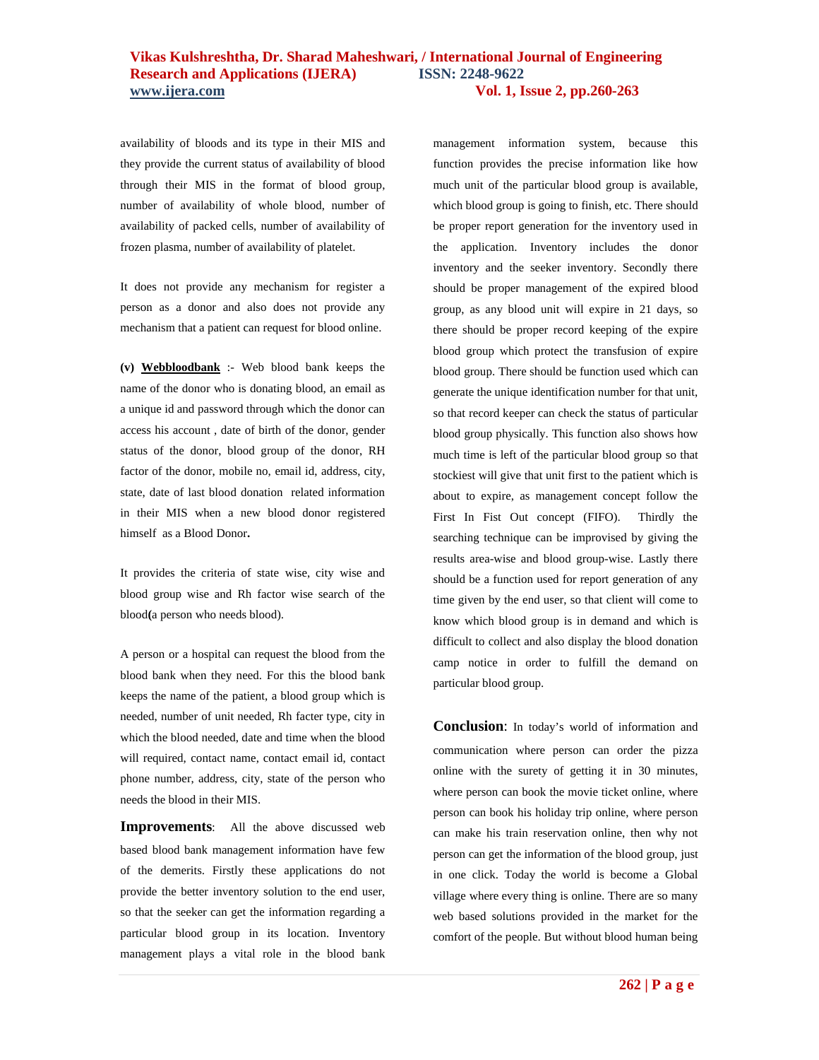availability of bloods and its type in their MIS and they provide the current status of availability of blood through their MIS in the format of blood group, number of availability of whole blood, number of availability of packed cells, number of availability of frozen plasma, number of availability of platelet.

It does not provide any mechanism for register a person as a donor and also does not provide any mechanism that a patient can request for blood online.

**(v)** **Webbloodbank** :- Web blood bank keeps the name of the donor who is donating blood, an email as a unique id and password through which the donor can access his account , date of birth of the donor, gender status of the donor, blood group of the donor, RH factor of the donor, mobile no, email id, address, city, state, date of last blood donation related information in their MIS when a new blood donor registered himself as a Blood Donor**.**

It provides the criteria of state wise, city wise and blood group wise and Rh factor wise search of the blood**(**a person who needs blood).

A person or a hospital can request the blood from the blood bank when they need. For this the blood bank keeps the name of the patient, a blood group which is needed, number of unit needed, Rh facter type, city in which the blood needed, date and time when the blood will required, contact name, contact email id, contact phone number, address, city, state of the person who needs the blood in their MIS.

**Improvements**: All the above discussed web based blood bank management information have few of the demerits. Firstly these applications do not provide the better inventory solution to the end user, so that the seeker can get the information regarding a particular blood group in its location. Inventory management plays a vital role in the blood bank management information system, because this function provides the precise information like how much unit of the particular blood group is available, which blood group is going to finish, etc. There should be proper report generation for the inventory used in the application. Inventory includes the donor inventory and the seeker inventory. Secondly there should be proper management of the expired blood group, as any blood unit will expire in 21 days, so there should be proper record keeping of the expire blood group which protect the transfusion of expire blood group. There should be function used which can generate the unique identification number for that unit, so that record keeper can check the status of particular blood group physically. This function also shows how much time is left of the particular blood group so that stockiest will give that unit first to the patient which is about to expire, as management concept follow the First In Fist Out concept (FIFO). Thirdly the searching technique can be improvised by giving the results area-wise and blood group-wise. Lastly there should be a function used for report generation of any time given by the end user, so that client will come to know which blood group is in demand and which is difficult to collect and also display the blood donation camp notice in order to fulfill the demand on particular blood group.

**Conclusion**: In today's world of information and communication where person can order the pizza online with the surety of getting it in 30 minutes, where person can book the movie ticket online, where person can book his holiday trip online, where person can make his train reservation online, then why not person can get the information of the blood group, just in one click. Today the world is become a Global village where every thing is online. There are so many web based solutions provided in the market for the comfort of the people. But without blood human being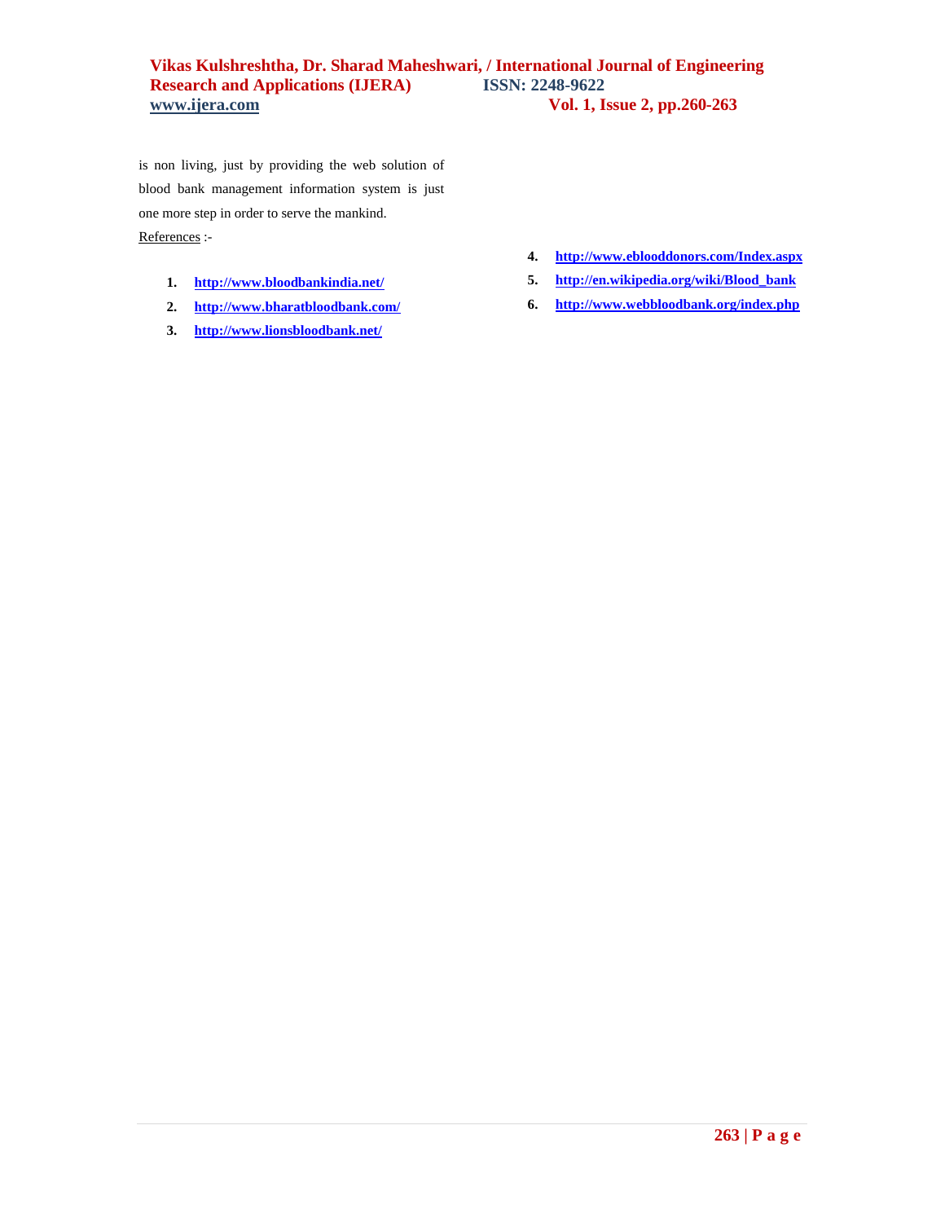is non living, just by providing the web solution of blood bank management information system is just one more step in order to serve the mankind.

References :-

1. **http://www.bloodbankindia.net/**
2. **http://www.bharatbloodbank.com/**
3. **http://www.lionsbloodbank.net/**
4. **http://www.eblooddonors.com/Index.aspx**
5. **http://en.wikipedia.org/wiki/Blood_bank**
6. **http://www.webbloodbank.org/index.php**